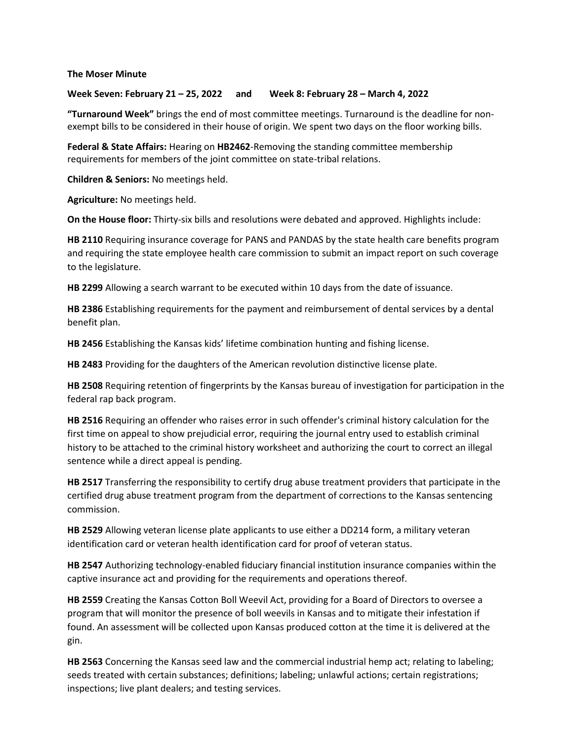**The Moser Minute**

**Week Seven: February 21 – 25, 2022 and Week 8: February 28 – March 4, 2022**

**"Turnaround Week"** brings the end of most committee meetings. Turnaround is the deadline for non-exempt bills to be considered in their house of origin. We spent two days on the floor working bills.

**Federal & State Affairs:** Hearing on **HB2462**-Removing the standing committee membership requirements for members of the joint committee on state-tribal relations.

**Children & Seniors:** No meetings held.

**Agriculture:** No meetings held.

**On the House floor:** Thirty-six bills and resolutions were debated and approved. Highlights include:

**HB 2110** Requiring insurance coverage for PANS and PANDAS by the state health care benefits program and requiring the state employee health care commission to submit an impact report on such coverage to the legislature.

**HB 2299** Allowing a search warrant to be executed within 10 days from the date of issuance.

**HB 2386** Establishing requirements for the payment and reimbursement of dental services by a dental benefit plan.

**HB 2456** Establishing the Kansas kids' lifetime combination hunting and fishing license.

**HB 2483** Providing for the daughters of the American revolution distinctive license plate.

**HB 2508** Requiring retention of fingerprints by the Kansas bureau of investigation for participation in the federal rap back program.

**HB 2516** Requiring an offender who raises error in such offender's criminal history calculation for the first time on appeal to show prejudicial error, requiring the journal entry used to establish criminal history to be attached to the criminal history worksheet and authorizing the court to correct an illegal sentence while a direct appeal is pending.

**HB 2517** Transferring the responsibility to certify drug abuse treatment providers that participate in the certified drug abuse treatment program from the department of corrections to the Kansas sentencing commission.

**HB 2529** Allowing veteran license plate applicants to use either a DD214 form, a military veteran identification card or veteran health identification card for proof of veteran status.

**HB 2547** Authorizing technology-enabled fiduciary financial institution insurance companies within the captive insurance act and providing for the requirements and operations thereof.

**HB 2559** Creating the Kansas Cotton Boll Weevil Act, providing for a Board of Directors to oversee a program that will monitor the presence of boll weevils in Kansas and to mitigate their infestation if found. An assessment will be collected upon Kansas produced cotton at the time it is delivered at the gin.

**HB 2563** Concerning the Kansas seed law and the commercial industrial hemp act; relating to labeling; seeds treated with certain substances; definitions; labeling; unlawful actions; certain registrations; inspections; live plant dealers; and testing services.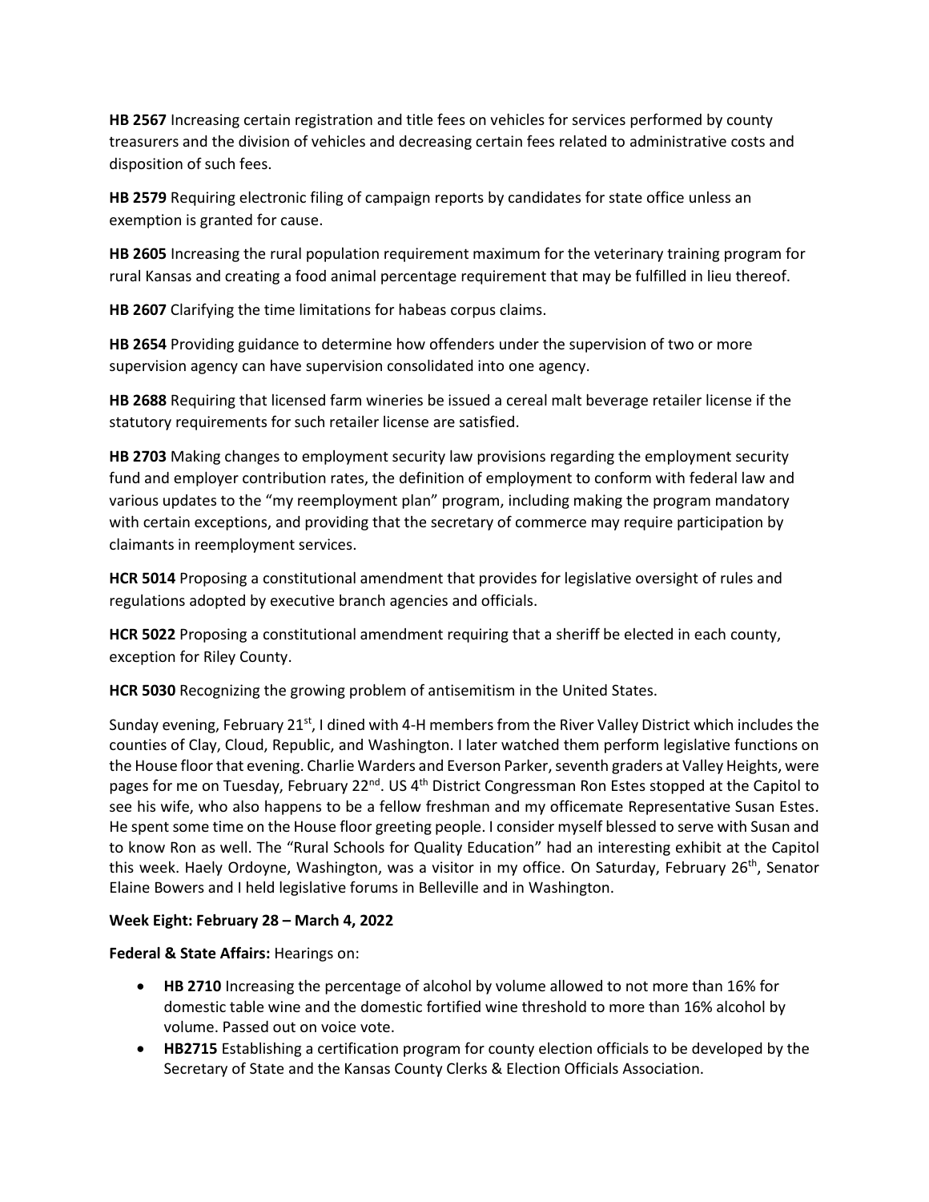**HB 2567** Increasing certain registration and title fees on vehicles for services performed by county treasurers and the division of vehicles and decreasing certain fees related to administrative costs and disposition of such fees.

**HB 2579** Requiring electronic filing of campaign reports by candidates for state office unless an exemption is granted for cause.

**HB 2605** Increasing the rural population requirement maximum for the veterinary training program for rural Kansas and creating a food animal percentage requirement that may be fulfilled in lieu thereof.

**HB 2607** Clarifying the time limitations for habeas corpus claims.

**HB 2654** Providing guidance to determine how offenders under the supervision of two or more supervision agency can have supervision consolidated into one agency.

**HB 2688** Requiring that licensed farm wineries be issued a cereal malt beverage retailer license if the statutory requirements for such retailer license are satisfied.

**HB 2703** Making changes to employment security law provisions regarding the employment security fund and employer contribution rates, the definition of employment to conform with federal law and various updates to the "my reemployment plan" program, including making the program mandatory with certain exceptions, and providing that the secretary of commerce may require participation by claimants in reemployment services.

**HCR 5014** Proposing a constitutional amendment that provides for legislative oversight of rules and regulations adopted by executive branch agencies and officials.

**HCR 5022** Proposing a constitutional amendment requiring that a sheriff be elected in each county, exception for Riley County.

**HCR 5030** Recognizing the growing problem of antisemitism in the United States.

Sunday evening, February 21st, I dined with 4-H members from the River Valley District which includes the counties of Clay, Cloud, Republic, and Washington. I later watched them perform legislative functions on the House floor that evening. Charlie Warders and Everson Parker, seventh graders at Valley Heights, were pages for me on Tuesday, February 22nd. US 4th District Congressman Ron Estes stopped at the Capitol to see his wife, who also happens to be a fellow freshman and my officemate Representative Susan Estes. He spent some time on the House floor greeting people. I consider myself blessed to serve with Susan and to know Ron as well. The "Rural Schools for Quality Education" had an interesting exhibit at the Capitol this week. Haely Ordoyne, Washington, was a visitor in my office. On Saturday, February 26th, Senator Elaine Bowers and I held legislative forums in Belleville and in Washington.

**Week Eight: February 28 – March 4, 2022**

**Federal & State Affairs:** Hearings on:

- **HB 2710** Increasing the percentage of alcohol by volume allowed to not more than 16% for domestic table wine and the domestic fortified wine threshold to more than 16% alcohol by volume. Passed out on voice vote.
- **HB2715** Establishing a certification program for county election officials to be developed by the Secretary of State and the Kansas County Clerks & Election Officials Association.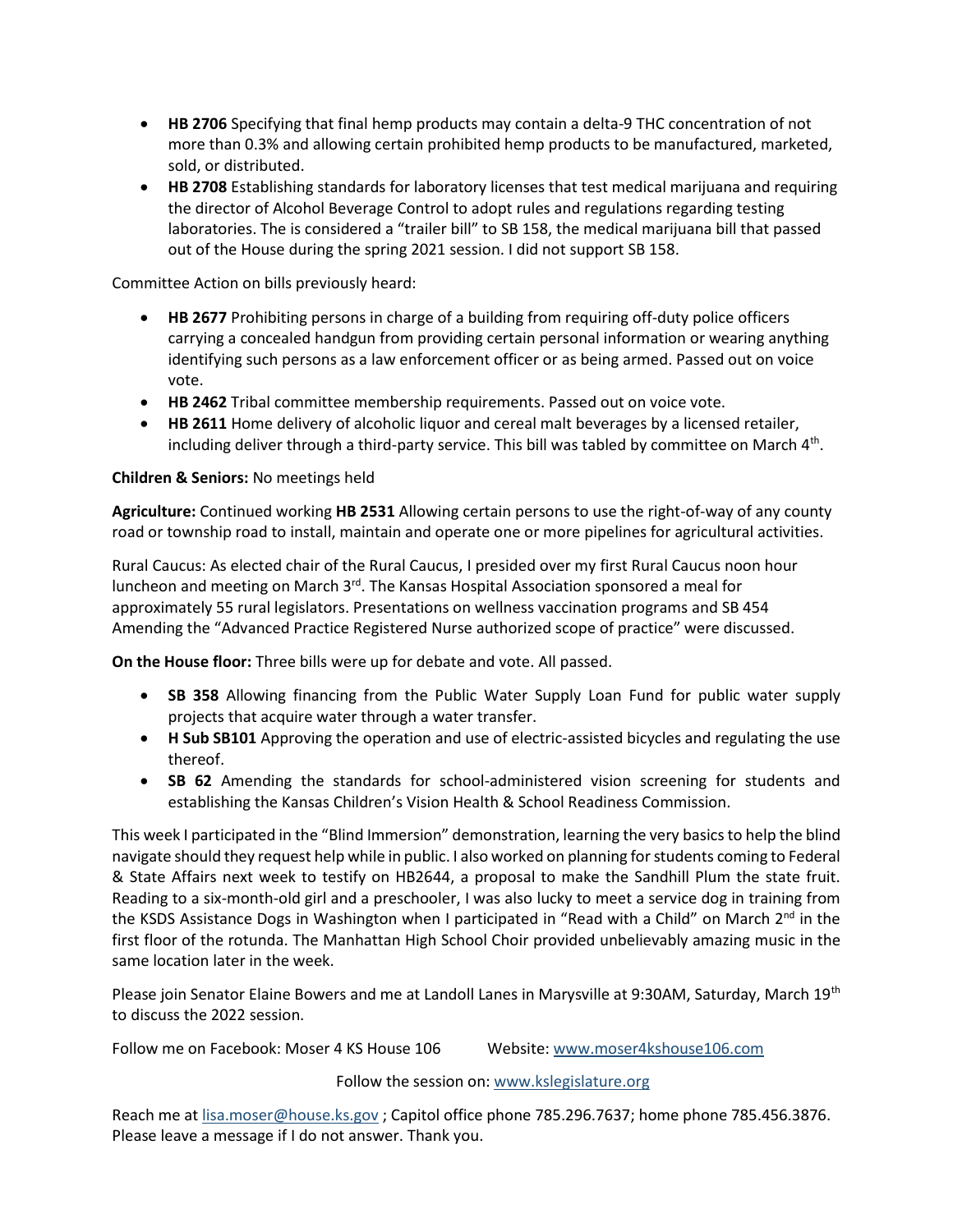- **HB 2706** Specifying that final hemp products may contain a delta-9 THC concentration of not more than 0.3% and allowing certain prohibited hemp products to be manufactured, marketed, sold, or distributed.
- **HB 2708** Establishing standards for laboratory licenses that test medical marijuana and requiring the director of Alcohol Beverage Control to adopt rules and regulations regarding testing laboratories. The is considered a "trailer bill" to SB 158, the medical marijuana bill that passed out of the House during the spring 2021 session. I did not support SB 158.

Committee Action on bills previously heard:

- **HB 2677** Prohibiting persons in charge of a building from requiring off-duty police officers carrying a concealed handgun from providing certain personal information or wearing anything identifying such persons as a law enforcement officer or as being armed. Passed out on voice vote.
- **HB 2462** Tribal committee membership requirements. Passed out on voice vote.
- **HB 2611** Home delivery of alcoholic liquor and cereal malt beverages by a licensed retailer, including deliver through a third-party service. This bill was tabled by committee on March 4th.

**Children & Seniors:** No meetings held

**Agriculture:** Continued working **HB 2531** Allowing certain persons to use the right-of-way of any county road or township road to install, maintain and operate one or more pipelines for agricultural activities.

Rural Caucus: As elected chair of the Rural Caucus, I presided over my first Rural Caucus noon hour luncheon and meeting on March 3rd. The Kansas Hospital Association sponsored a meal for approximately 55 rural legislators. Presentations on wellness vaccination programs and SB 454 Amending the "Advanced Practice Registered Nurse authorized scope of practice" were discussed.

**On the House floor:** Three bills were up for debate and vote. All passed.

- **SB 358** Allowing financing from the Public Water Supply Loan Fund for public water supply projects that acquire water through a water transfer.
- **H Sub SB101** Approving the operation and use of electric-assisted bicycles and regulating the use thereof.
- **SB 62** Amending the standards for school-administered vision screening for students and establishing the Kansas Children's Vision Health & School Readiness Commission.

This week I participated in the "Blind Immersion" demonstration, learning the very basics to help the blind navigate should they request help while in public. I also worked on planning for students coming to Federal & State Affairs next week to testify on HB2644, a proposal to make the Sandhill Plum the state fruit. Reading to a six-month-old girl and a preschooler, I was also lucky to meet a service dog in training from the KSDS Assistance Dogs in Washington when I participated in "Read with a Child" on March 2nd in the first floor of the rotunda. The Manhattan High School Choir provided unbelievably amazing music in the same location later in the week.

Please join Senator Elaine Bowers and me at Landoll Lanes in Marysville at 9:30AM, Saturday, March 19th to discuss the 2022 session.

Follow me on Facebook: Moser 4 KS House 106     Website: [www.moser4kshouse106.com](www.moser4kshouse106.com)

Follow the session on: [www.kslegislature.org](www.kslegislature.org)

Reach me at [lisa.moser@house.ks.gov](mailto:lisa.moser@house.ks.gov) ; Capitol office phone 785.296.7637; home phone 785.456.3876. Please leave a message if I do not answer. Thank you.